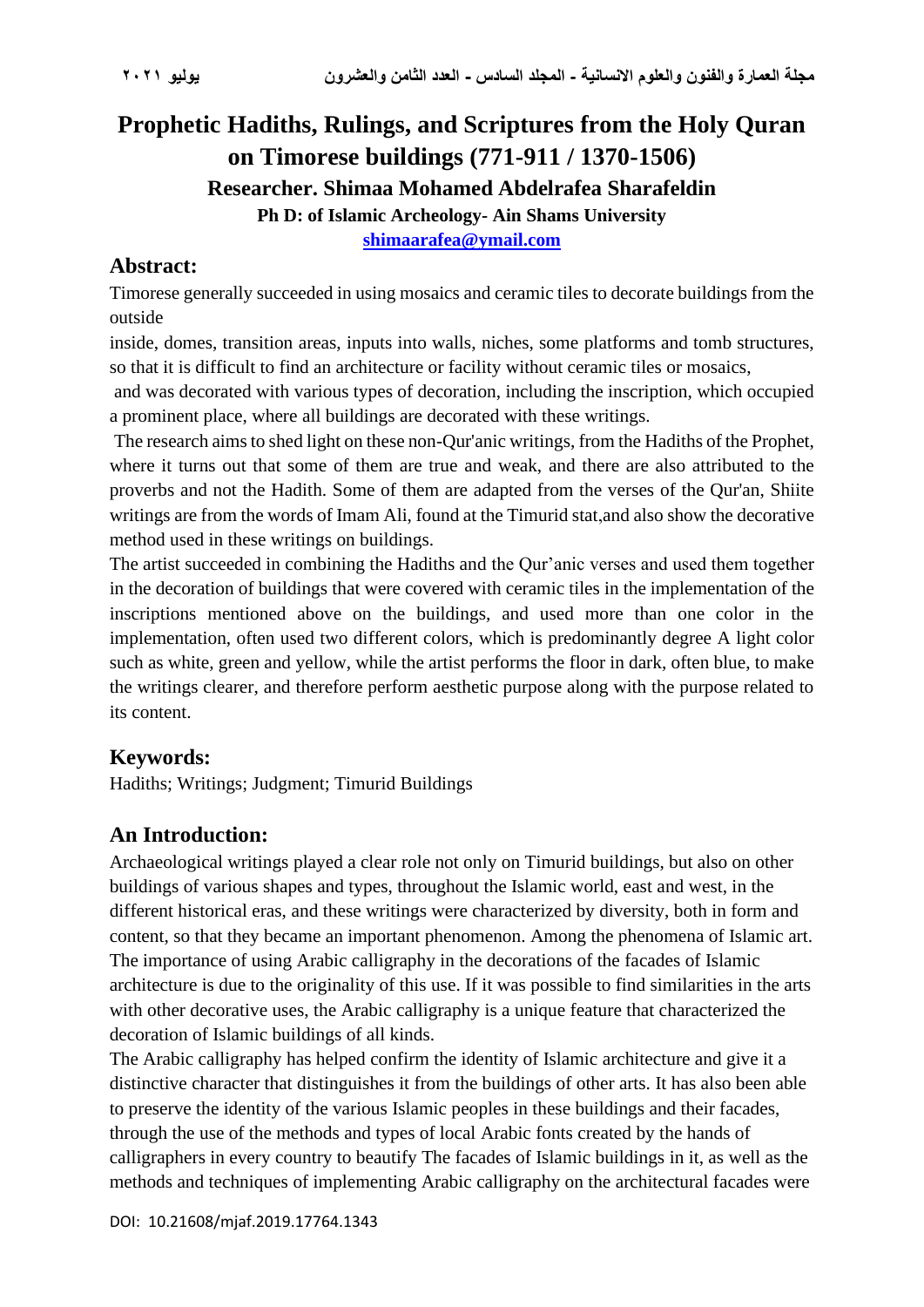# Prophetic Hadiths, Rulings, and Scriptures from the Holy Quran on Timorese buildings (771-911 / 1370-1506)

**Researcher. Shimaa Mohamed Abdelrafea Sharafeldin**

**Ph D: of Islamic Archeology- Ain Shams University**

**shimaarafea@ymail.com**

## Abstract:

Timorese generally succeeded in using mosaics and ceramic tiles to decorate buildings from the outside

inside, domes, transition areas, inputs into walls, niches, some platforms and tomb structures, so that it is difficult to find an architecture or facility without ceramic tiles or mosaics,

and was decorated with various types of decoration, including the inscription, which occupied a prominent place, where all buildings are decorated with these writings.

The research aims to shed light on these non-Qur'anic writings, from the Hadiths of the Prophet, where it turns out that some of them are true and weak, and there are also attributed to the proverbs and not the Hadith. Some of them are adapted from the verses of the Qur'an, Shiite writings are from the words of Imam Ali, found at the Timurid stat,and also show the decorative method used in these writings on buildings.

The artist succeeded in combining the Hadiths and the Qur'anic verses and used them together in the decoration of buildings that were covered with ceramic tiles in the implementation of the inscriptions mentioned above on the buildings, and used more than one color in the implementation, often used two different colors, which is predominantly degree A light color such as white, green and yellow, while the artist performs the floor in dark, often blue, to make the writings clearer, and therefore perform aesthetic purpose along with the purpose related to its content.

## Keywords:

Hadiths; Writings; Judgment; Timurid Buildings

## An Introduction:

Archaeological writings played a clear role not only on Timurid buildings, but also on other buildings of various shapes and types, throughout the Islamic world, east and west, in the different historical eras, and these writings were characterized by diversity, both in form and content, so that they became an important phenomenon. Among the phenomena of Islamic art. The importance of using Arabic calligraphy in the decorations of the facades of Islamic architecture is due to the originality of this use. If it was possible to find similarities in the arts with other decorative uses, the Arabic calligraphy is a unique feature that characterized the decoration of Islamic buildings of all kinds.

The Arabic calligraphy has helped confirm the identity of Islamic architecture and give it a distinctive character that distinguishes it from the buildings of other arts. It has also been able to preserve the identity of the various Islamic peoples in these buildings and their facades, through the use of the methods and types of local Arabic fonts created by the hands of calligraphers in every country to beautify The facades of Islamic buildings in it, as well as the methods and techniques of implementing Arabic calligraphy on the architectural facades were

DOI: 10.21608/mjaf.2019.17764.1343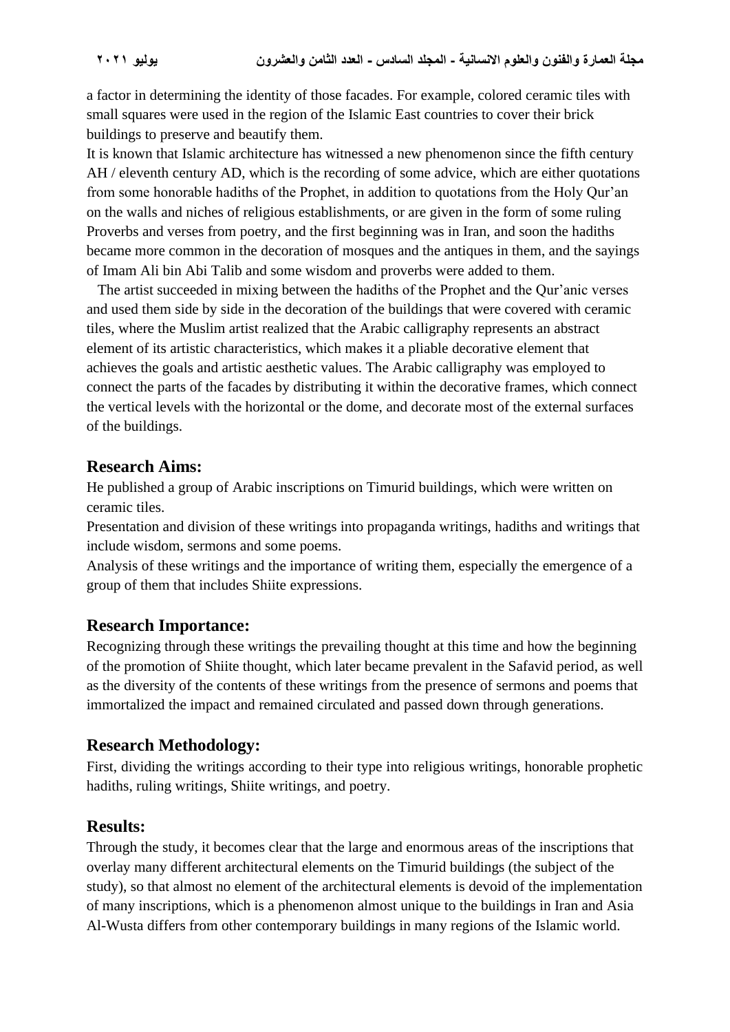a factor in determining the identity of those facades. For example, colored ceramic tiles with small squares were used in the region of the Islamic East countries to cover their brick buildings to preserve and beautify them.

It is known that Islamic architecture has witnessed a new phenomenon since the fifth century AH / eleventh century AD, which is the recording of some advice, which are either quotations from some honorable hadiths of the Prophet, in addition to quotations from the Holy Qur'an on the walls and niches of religious establishments, or are given in the form of some ruling Proverbs and verses from poetry, and the first beginning was in Iran, and soon the hadiths became more common in the decoration of mosques and the antiques in them, and the sayings of Imam Ali bin Abi Talib and some wisdom and proverbs were added to them.

The artist succeeded in mixing between the hadiths of the Prophet and the Qur'anic verses and used them side by side in the decoration of the buildings that were covered with ceramic tiles, where the Muslim artist realized that the Arabic calligraphy represents an abstract element of its artistic characteristics, which makes it a pliable decorative element that achieves the goals and artistic aesthetic values. The Arabic calligraphy was employed to connect the parts of the facades by distributing it within the decorative frames, which connect the vertical levels with the horizontal or the dome, and decorate most of the external surfaces of the buildings.

## Research Aims:

He published a group of Arabic inscriptions on Timurid buildings, which were written on ceramic tiles.

Presentation and division of these writings into propaganda writings, hadiths and writings that include wisdom, sermons and some poems.

Analysis of these writings and the importance of writing them, especially the emergence of a group of them that includes Shiite expressions.

## Research Importance:

Recognizing through these writings the prevailing thought at this time and how the beginning of the promotion of Shiite thought, which later became prevalent in the Safavid period, as well as the diversity of the contents of these writings from the presence of sermons and poems that immortalized the impact and remained circulated and passed down through generations.

## Research Methodology:

First, dividing the writings according to their type into religious writings, honorable prophetic hadiths, ruling writings, Shiite writings, and poetry.

## Results:

Through the study, it becomes clear that the large and enormous areas of the inscriptions that overlay many different architectural elements on the Timurid buildings (the subject of the study), so that almost no element of the architectural elements is devoid of the implementation of many inscriptions, which is a phenomenon almost unique to the buildings in Iran and Asia Al-Wusta differs from other contemporary buildings in many regions of the Islamic world.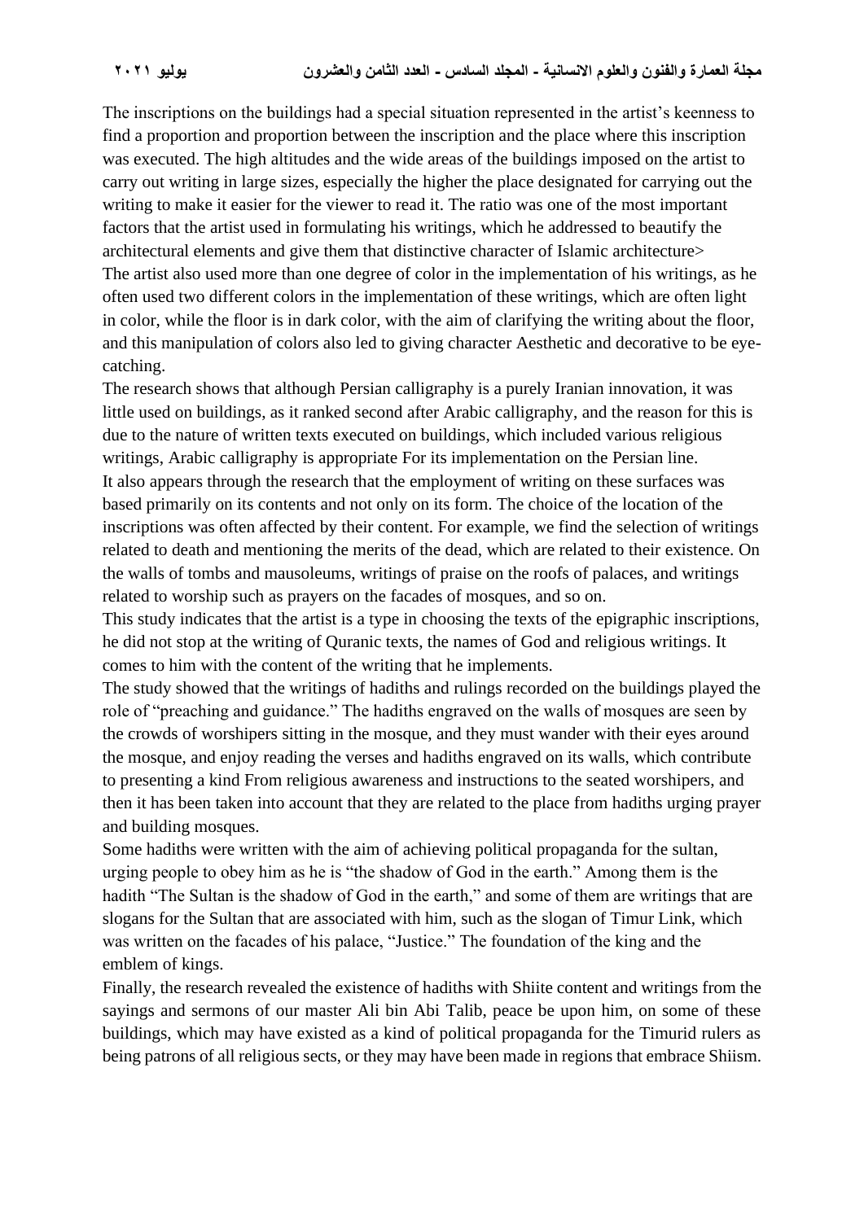The inscriptions on the buildings had a special situation represented in the artist's keenness to find a proportion and proportion between the inscription and the place where this inscription was executed. The high altitudes and the wide areas of the buildings imposed on the artist to carry out writing in large sizes, especially the higher the place designated for carrying out the writing to make it easier for the viewer to read it. The ratio was one of the most important factors that the artist used in formulating his writings, which he addressed to beautify the architectural elements and give them that distinctive character of Islamic architecture>

The artist also used more than one degree of color in the implementation of his writings, as he often used two different colors in the implementation of these writings, which are often light in color, while the floor is in dark color, with the aim of clarifying the writing about the floor, and this manipulation of colors also led to giving character Aesthetic and decorative to be eye-catching.

The research shows that although Persian calligraphy is a purely Iranian innovation, it was little used on buildings, as it ranked second after Arabic calligraphy, and the reason for this is due to the nature of written texts executed on buildings, which included various religious writings, Arabic calligraphy is appropriate For its implementation on the Persian line.

It also appears through the research that the employment of writing on these surfaces was based primarily on its contents and not only on its form. The choice of the location of the inscriptions was often affected by their content. For example, we find the selection of writings related to death and mentioning the merits of the dead, which are related to their existence. On the walls of tombs and mausoleums, writings of praise on the roofs of palaces, and writings related to worship such as prayers on the facades of mosques, and so on.

This study indicates that the artist is a type in choosing the texts of the epigraphic inscriptions, he did not stop at the writing of Quranic texts, the names of God and religious writings. It comes to him with the content of the writing that he implements.

The study showed that the writings of hadiths and rulings recorded on the buildings played the role of "preaching and guidance." The hadiths engraved on the walls of mosques are seen by the crowds of worshipers sitting in the mosque, and they must wander with their eyes around the mosque, and enjoy reading the verses and hadiths engraved on its walls, which contribute to presenting a kind From religious awareness and instructions to the seated worshipers, and then it has been taken into account that they are related to the place from hadiths urging prayer and building mosques.

Some hadiths were written with the aim of achieving political propaganda for the sultan, urging people to obey him as he is "the shadow of God in the earth." Among them is the hadith "The Sultan is the shadow of God in the earth," and some of them are writings that are slogans for the Sultan that are associated with him, such as the slogan of Timur Link, which was written on the facades of his palace, "Justice." The foundation of the king and the emblem of kings.

Finally, the research revealed the existence of hadiths with Shiite content and writings from the sayings and sermons of our master Ali bin Abi Talib, peace be upon him, on some of these buildings, which may have existed as a kind of political propaganda for the Timurid rulers as being patrons of all religious sects, or they may have been made in regions that embrace Shiism.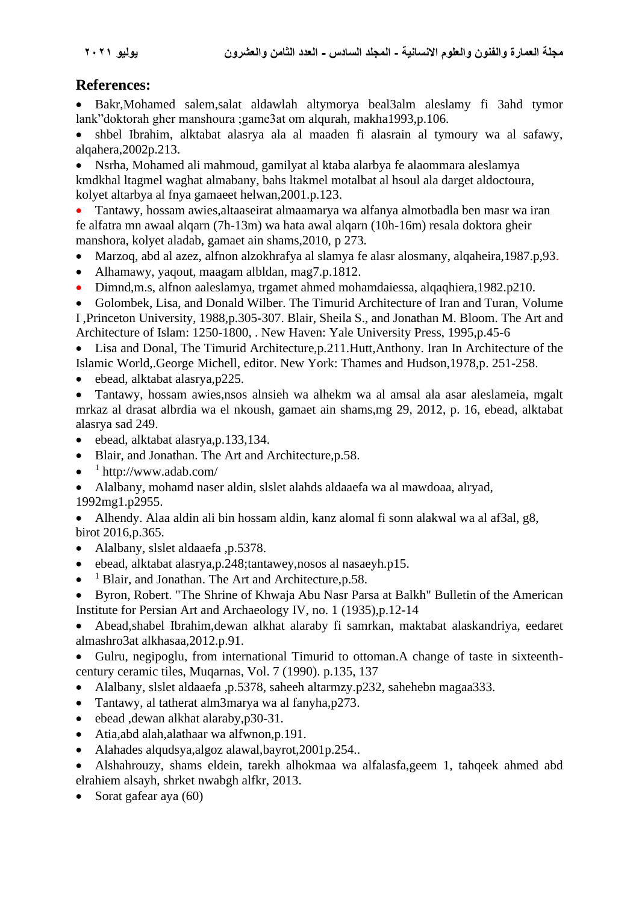## References:

- Bakr,Mohamed salem,salat aldawlah altymorya beal3alm aleslamy fi 3ahd tymor lank"doktorah gher manshoura ;game3at om alqurah, makha1993,p.106.
- shbel Ibrahim, alktabat alasrya ala al maaden fi alasrain al tymoury wa al safawy, alqahera,2002p.213.
- Nsrha, Mohamed ali mahmoud, gamilyat al ktaba alarbya fe alaommara aleslamya kmdkhal ltagmel waghat almabany, bahs ltakmel motalbat al hsoul ala darget aldoctoura, kolyet altarbya al fnya gamaeet helwan,2001.p.123.
- Tantawy, hossam awies,altaaseirat almaamarya wa alfanya almotbadla ben masr wa iran fe alfatra mn awaal alqarn (7h-13m) wa hata awal alqarn (10h-16m) resala doktora gheir manshora, kolyet aladab, gamaet ain shams,2010, p 273.
- Marzoq, abd al azez, alfnon alzokhrafya al slamya fe alasr alosmany, alqaheira,1987.p,93.
- Alhamawy, yaqout, maagam albldan, mag7.p.1812.
- Dimnd,m.s, alfnon aaleslamya, trgamet ahmed mohamdaiessa, alqaqhiera,1982.p210.
- Golombek, Lisa, and Donald Wilber. The Timurid Architecture of Iran and Turan, Volume I ,Princeton University, 1988,p.305-307. Blair, Sheila S., and Jonathan M. Bloom. The Art and Architecture of Islam: 1250-1800, . New Haven: Yale University Press, 1995,p.45-6
- Lisa and Donal, The Timurid Architecture,p.211.Hutt,Anthony. Iran In Architecture of the Islamic World,.George Michell, editor. New York: Thames and Hudson,1978,p. 251-258.
- ebead, alktabat alasrya,p225.
- Tantawy, hossam awies,nsos alnsieh wa alhekm wa al amsal ala asar aleslameia, mgalt mrkaz al drasat albrdia wa el nkoush, gamaet ain shams,mg 29, 2012, p. 16, ebead, alktabat alasrya sad 249.
- ebead, alktabat alasrya,p.133,134.
- Blair, and Jonathan. The Art and Architecture,p.58.
- [1] http://www.adab.com/
- Alalbany, mohamd naser aldin, slslet alahds aldaaefa wa al mawdoaa, alryad, 1992mg1.p2955.
- Alhendy. Alaa aldin ali bin hossam aldin, kanz alomal fi sonn alakwal wa al af3al, g8, birot 2016,p.365.
- Alalbany, slslet aldaaefa ,p.5378.
- ebead, alktabat alasrya,p.248;tantawey,nosos al nasaeyh.p15.
- [1] Blair, and Jonathan. The Art and Architecture,p.58.
- Byron, Robert. "The Shrine of Khwaja Abu Nasr Parsa at Balkh" Bulletin of the American Institute for Persian Art and Archaeology IV, no. 1 (1935),p.12-14
- Abead,shabel Ibrahim,dewan alkhat alaraby fi samrkan, maktabat alaskandriya, eedaret almashro3at alkhasaa,2012.p.91.
- Gulru, negipoglu, from international Timurid to ottoman.A change of taste in sixteenth-century ceramic tiles, Muqarnas, Vol. 7 (1990). p.135, 137
- Alalbany, slslet aldaaefa ,p.5378, saheeh altarmzy.p232, sahehebn magaa333.
- Tantawy, al tatherat alm3marya wa al fanyha,p273.
- ebead ,dewan alkhat alaraby,p30-31.
- Atia,abd alah,alathaar wa alfwnon,p.191.
- Alahades alqudsya,algoz alawal,bayrot,2001p.254..
- Alshahrouzy, shams eldein, tarekh alhokmaa wa alfalasfa,geem 1, tahqeek ahmed abd elrahiem alsayh, shrket nwabgh alfkr, 2013.
- Sorat gafear aya (60)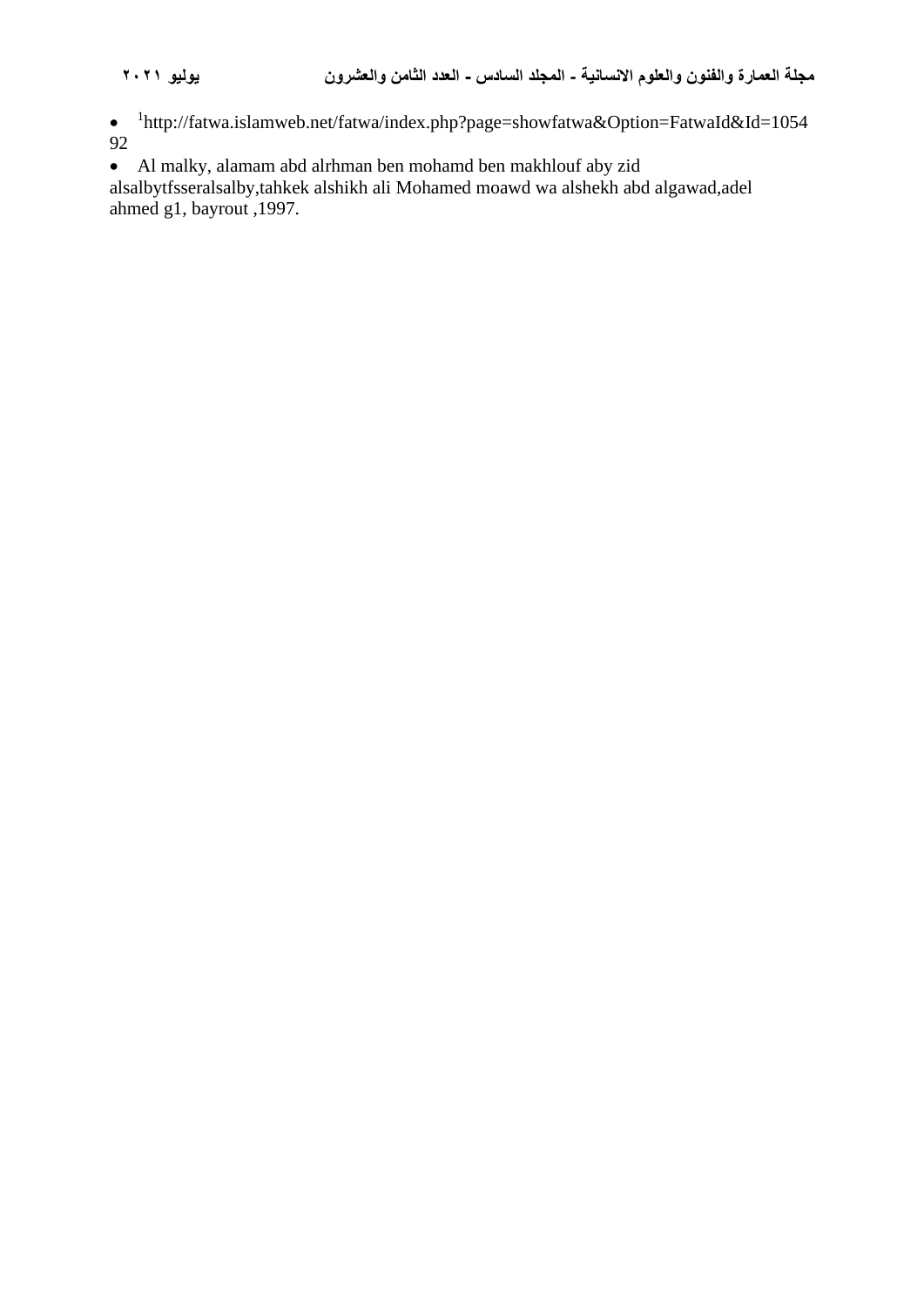- [1]http://fatwa.islamweb.net/fatwa/index.php?page=showfatwa&Option=FatwaId&Id=105492
- Al malky, alamam abd alrhman ben mohamd ben makhlouf aby zid alsalbytfsseralsalby,tahkek alshikh ali Mohamed moawd wa alshekh abd algawad,adel ahmed g1, bayrout ,1997.